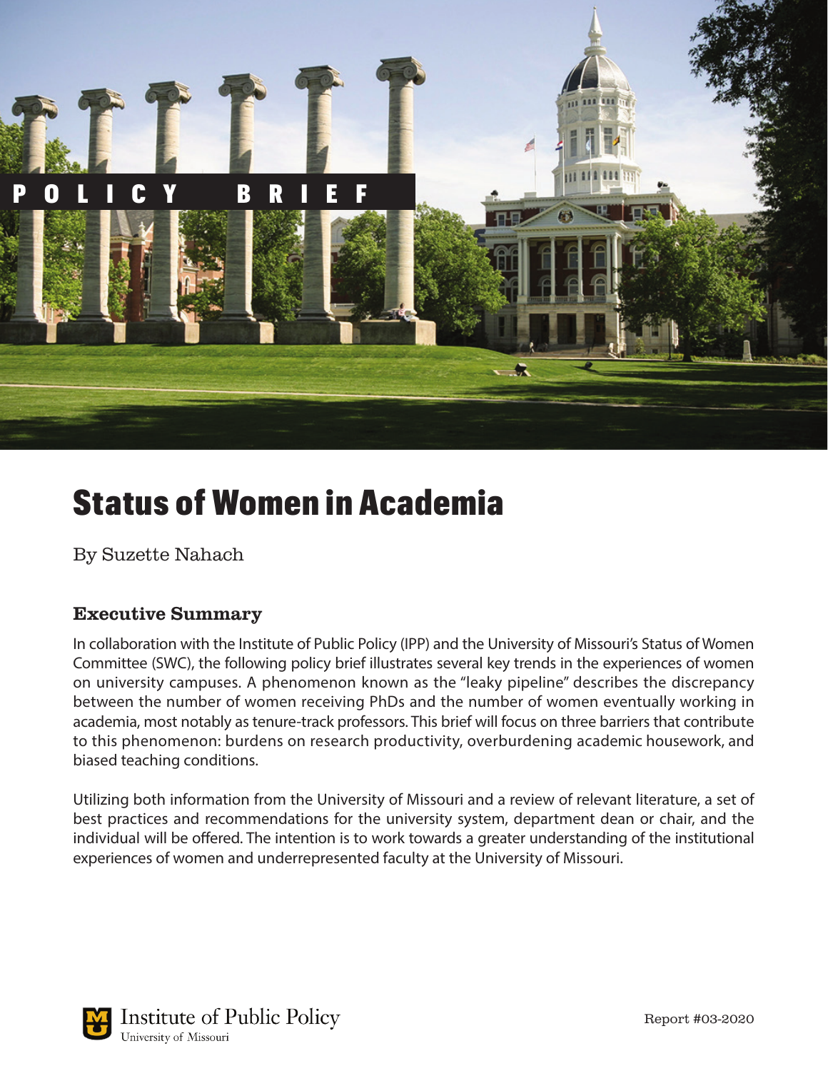POLICY BRIEF

# Status of Women in Academia

By Suzette Nahach

## Executive Summary

In collaboration with the Institute of Public Policy (IPP) and the University of Missouri's Status of Women Committee (SWC), the following policy brief illustrates several key trends in the experiences of women on university campuses. A phenomenon known as the "leaky pipeline" describes the discrepancy between the number of women receiving PhDs and the number of women eventually working in academia, most notably as tenure-track professors. This brief will focus on three barriers that contribute to this phenomenon: burdens on research productivity, overburdening academic housework, and biased teaching conditions.

Utilizing both information from the University of Missouri and a review of relevant literature, a set of best practices and recommendations for the university system, department dean or chair, and the individual will be offered. The intention is to work towards a greater understanding of the institutional experiences of women and underrepresented faculty at the University of Missouri.

Institute of Public Policy
University of Missouri

Report #03-2020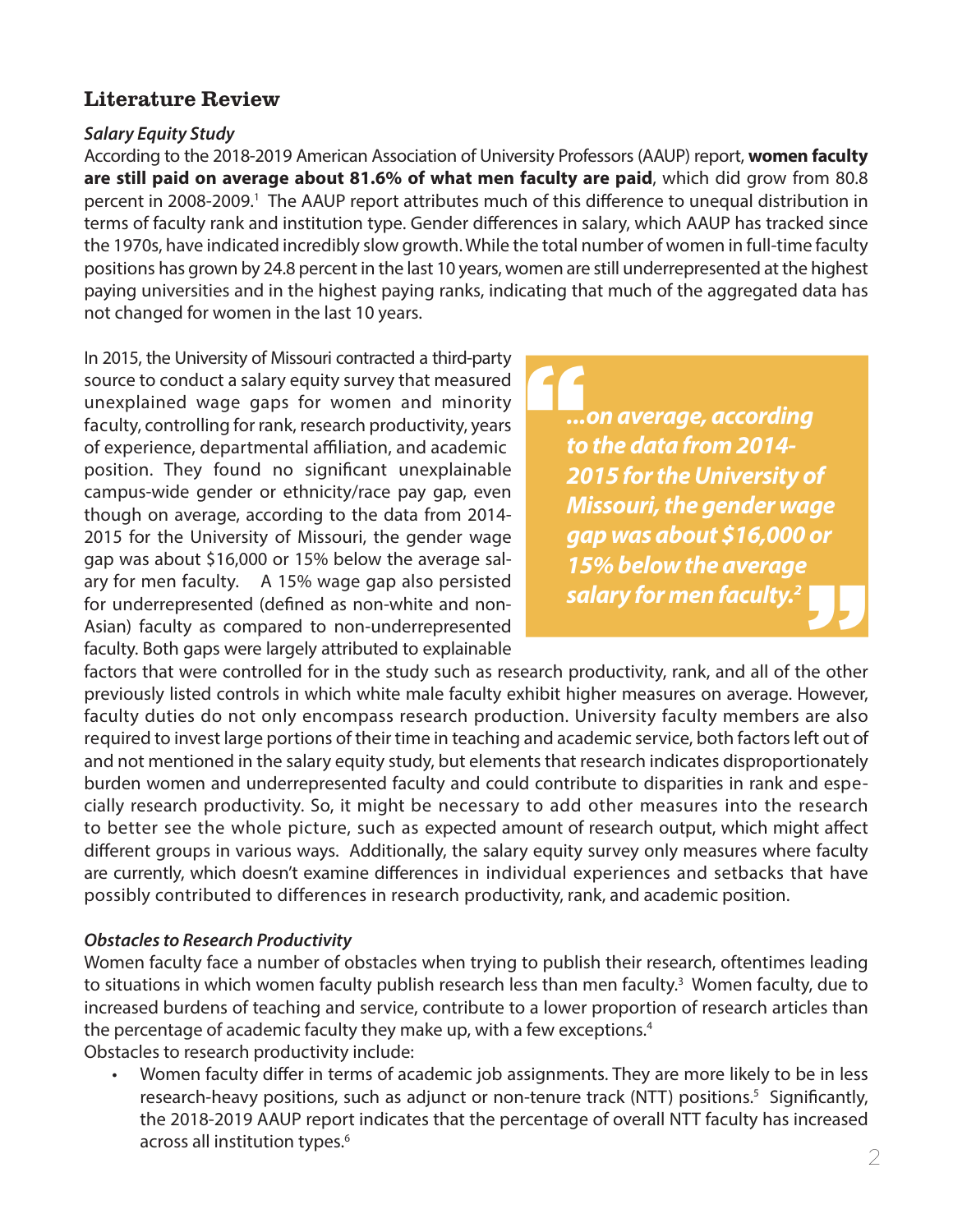## Literature Review

### *Salary Equity Study*

According to the 2018-2019 American Association of University Professors (AAUP) report, **women faculty are still paid on average about 81.6% of what men faculty are paid**, which did grow from 80.8 percent in 2008-2009.[1] The AAUP report attributes much of this difference to unequal distribution in terms of faculty rank and institution type. Gender differences in salary, which AAUP has tracked since the 1970s, have indicated incredibly slow growth. While the total number of women in full-time faculty positions has grown by 24.8 percent in the last 10 years, women are still underrepresented at the highest paying universities and in the highest paying ranks, indicating that much of the aggregated data has not changed for women in the last 10 years.

In 2015, the University of Missouri contracted a third-party source to conduct a salary equity survey that measured unexplained wage gaps for women and minority faculty, controlling for rank, research productivity, years of experience, departmental affiliation, and academic position. They found no significant unexplainable campus-wide gender or ethnicity/race pay gap, even though on average, according to the data from 2014-2015 for the University of Missouri, the gender wage gap was about $16,000 or 15% below the average salary for men faculty. A 15% wage gap also persisted for underrepresented (defined as non-white and non-Asian) faculty as compared to non-underrepresented faculty. Both gaps were largely attributed to explainable factors that were controlled for in the study such as research productivity, rank, and all of the other previously listed controls in which white male faculty exhibit higher measures on average. However, faculty duties do not only encompass research production. University faculty members are also required to invest large portions of their time in teaching and academic service, both factors left out of and not mentioned in the salary equity study, but elements that research indicates disproportionately burden women and underrepresented faculty and could contribute to disparities in rank and especially research productivity. So, it might be necessary to add other measures into the research to better see the whole picture, such as expected amount of research output, which might affect different groups in various ways. Additionally, the salary equity survey only measures where faculty are currently, which doesn't examine differences in individual experiences and setbacks that have possibly contributed to differences in research productivity, rank, and academic position.

> ***"...on average, according to the data from 2014-2015 for the University of Missouri, the gender wage gap was about $16,000 or 15% below the average salary for men faculty.[2]"***

### *Obstacles to Research Productivity*

Women faculty face a number of obstacles when trying to publish their research, oftentimes leading to situations in which women faculty publish research less than men faculty.[3] Women faculty, due to increased burdens of teaching and service, contribute to a lower proportion of research articles than the percentage of academic faculty they make up, with a few exceptions.[4]

Obstacles to research productivity include:

- Women faculty differ in terms of academic job assignments. They are more likely to be in less research-heavy positions, such as adjunct or non-tenure track (NTT) positions.[5] Significantly, the 2018-2019 AAUP report indicates that the percentage of overall NTT faculty has increased across all institution types.[6]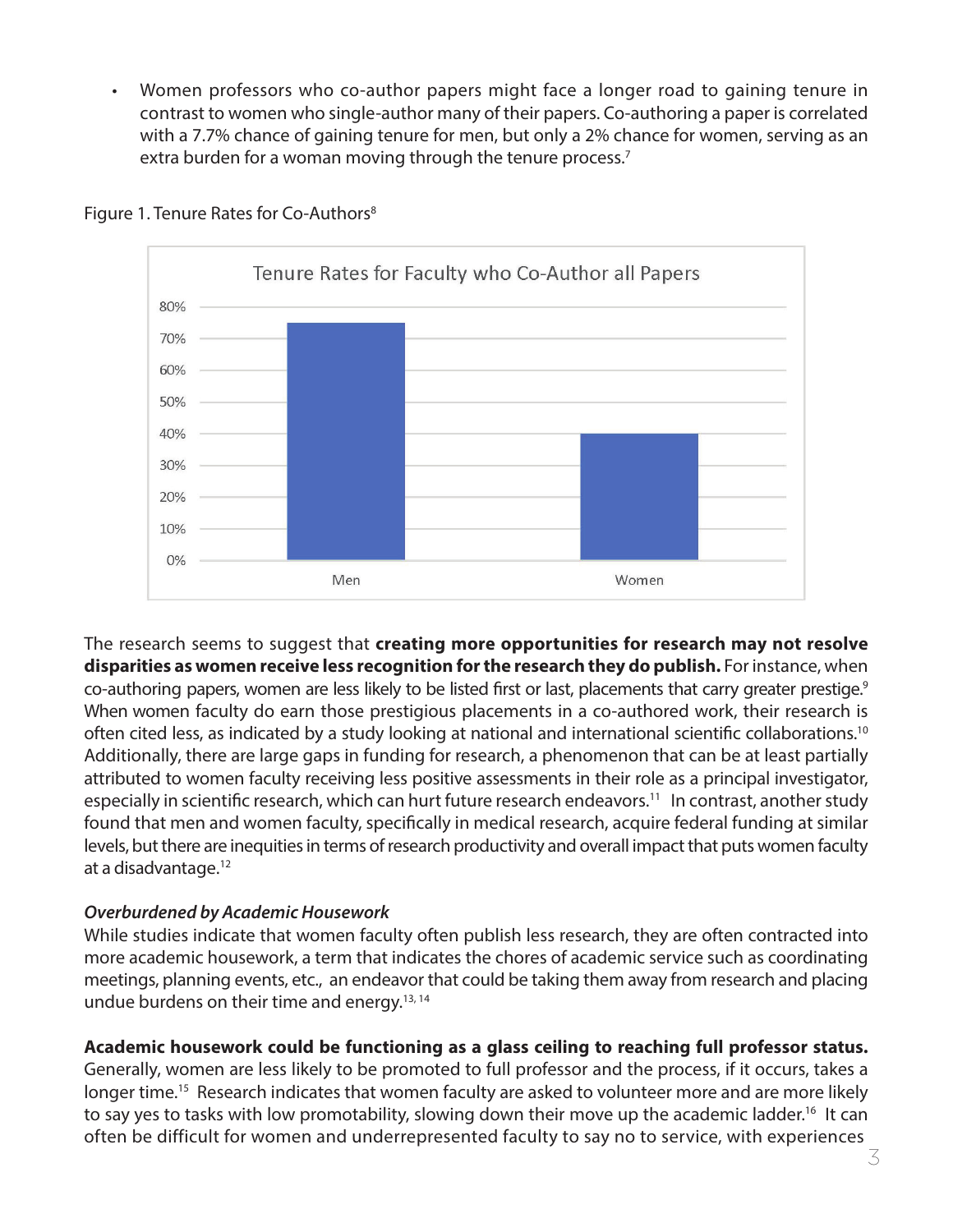- Women professors who co-author papers might face a longer road to gaining tenure in contrast to women who single-author many of their papers. Co-authoring a paper is correlated with a 7.7% chance of gaining tenure for men, but only a 2% chance for women, serving as an extra burden for a woman moving through the tenure process.[7]

Figure 1. Tenure Rates for Co-Authors[8]

Tenure Rates for Faculty who Co-Author all Papers

| | Tenure Rate |
|---|---|
| Men | ~75% |
| Women | 40% |

The research seems to suggest that **creating more opportunities for research may not resolve disparities as women receive less recognition for the research they do publish.** For instance, when co-authoring papers, women are less likely to be listed first or last, placements that carry greater prestige.[9] When women faculty do earn those prestigious placements in a co-authored work, their research is often cited less, as indicated by a study looking at national and international scientific collaborations.[10] Additionally, there are large gaps in funding for research, a phenomenon that can be at least partially attributed to women faculty receiving less positive assessments in their role as a principal investigator, especially in scientific research, which can hurt future research endeavors.[11] In contrast, another study found that men and women faculty, specifically in medical research, acquire federal funding at similar levels, but there are inequities in terms of research productivity and overall impact that puts women faculty at a disadvantage.[12]

*Overburdened by Academic Housework*

While studies indicate that women faculty often publish less research, they are often contracted into more academic housework, a term that indicates the chores of academic service such as coordinating meetings, planning events, etc., an endeavor that could be taking them away from research and placing undue burdens on their time and energy.[13, 14]

**Academic housework could be functioning as a glass ceiling to reaching full professor status.** Generally, women are less likely to be promoted to full professor and the process, if it occurs, takes a longer time.[15] Research indicates that women faculty are asked to volunteer more and are more likely to say yes to tasks with low promotability, slowing down their move up the academic ladder.[16] It can often be difficult for women and underrepresented faculty to say no to service, with experiences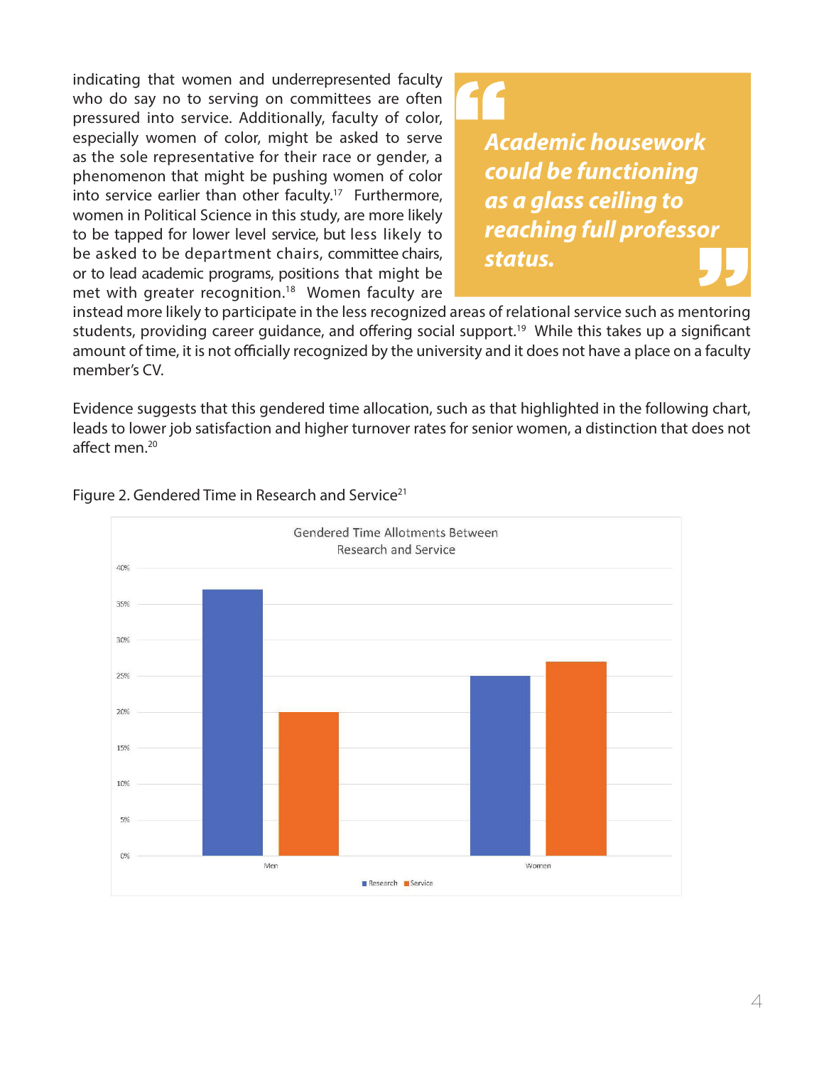indicating that women and underrepresented faculty who do say no to serving on committees are often pressured into service. Additionally, faculty of color, especially women of color, might be asked to serve as the sole representative for their race or gender, a phenomenon that might be pushing women of color into service earlier than other faculty.[17] Furthermore, women in Political Science in this study, are more likely to be tapped for lower level service, but less likely to be asked to be department chairs, committee chairs, or to lead academic programs, positions that might be met with greater recognition.[18] Women faculty are instead more likely to participate in the less recognized areas of relational service such as mentoring students, providing career guidance, and offering social support.[19] While this takes up a significant amount of time, it is not officially recognized by the university and it does not have a place on a faculty member's CV.

> ***Academic housework could be functioning as a glass ceiling to reaching full professor status.***

Evidence suggests that this gendered time allocation, such as that highlighted in the following chart, leads to lower job satisfaction and higher turnover rates for senior women, a distinction that does not affect men.[20]

Figure 2. Gendered Time in Research and Service[21]

Gendered Time Allotments Between Research and Service

| | Research | Service |
|---|---|---|
| Men | 37% | 20% |
| Women | 25% | 27% |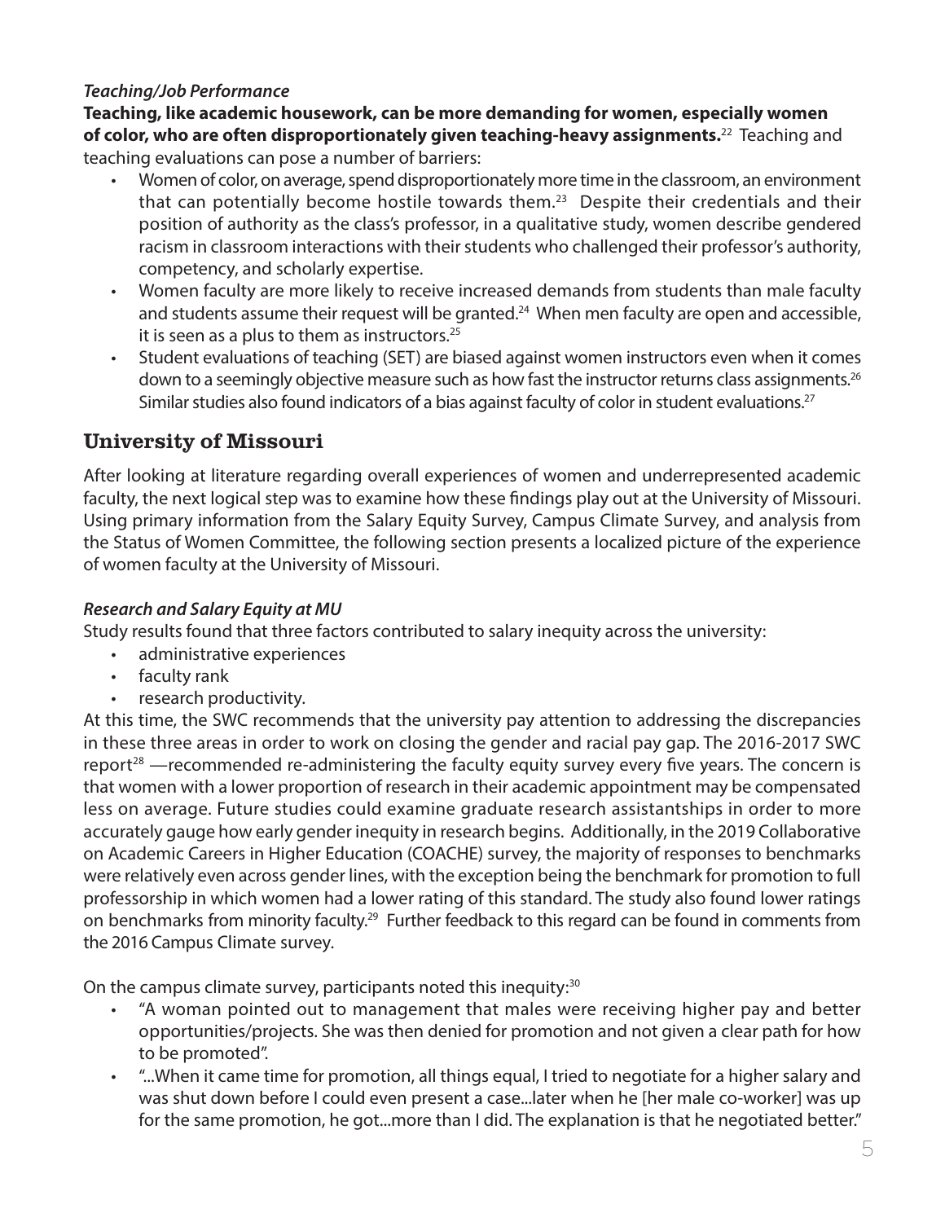***Teaching/Job Performance***

**Teaching, like academic housework, can be more demanding for women, especially women of color, who are often disproportionately given teaching-heavy assignments.**[22] Teaching and teaching evaluations can pose a number of barriers:

- Women of color, on average, spend disproportionately more time in the classroom, an environment that can potentially become hostile towards them.[23] Despite their credentials and their position of authority as the class's professor, in a qualitative study, women describe gendered racism in classroom interactions with their students who challenged their professor's authority, competency, and scholarly expertise.
- Women faculty are more likely to receive increased demands from students than male faculty and students assume their request will be granted.[24] When men faculty are open and accessible, it is seen as a plus to them as instructors.[25]
- Student evaluations of teaching (SET) are biased against women instructors even when it comes down to a seemingly objective measure such as how fast the instructor returns class assignments.[26] Similar studies also found indicators of a bias against faculty of color in student evaluations.[27]

## University of Missouri

After looking at literature regarding overall experiences of women and underrepresented academic faculty, the next logical step was to examine how these findings play out at the University of Missouri. Using primary information from the Salary Equity Survey, Campus Climate Survey, and analysis from the Status of Women Committee, the following section presents a localized picture of the experience of women faculty at the University of Missouri.

***Research and Salary Equity at MU***

Study results found that three factors contributed to salary inequity across the university:

- administrative experiences
- faculty rank
- research productivity.

At this time, the SWC recommends that the university pay attention to addressing the discrepancies in these three areas in order to work on closing the gender and racial pay gap. The 2016-2017 SWC report[28] —recommended re-administering the faculty equity survey every five years. The concern is that women with a lower proportion of research in their academic appointment may be compensated less on average. Future studies could examine graduate research assistantships in order to more accurately gauge how early gender inequity in research begins. Additionally, in the 2019 Collaborative on Academic Careers in Higher Education (COACHE) survey, the majority of responses to benchmarks were relatively even across gender lines, with the exception being the benchmark for promotion to full professorship in which women had a lower rating of this standard. The study also found lower ratings on benchmarks from minority faculty.[29] Further feedback to this regard can be found in comments from the 2016 Campus Climate survey.

On the campus climate survey, participants noted this inequity:[30]

- "A woman pointed out to management that males were receiving higher pay and better opportunities/projects. She was then denied for promotion and not given a clear path for how to be promoted".
- "...When it came time for promotion, all things equal, I tried to negotiate for a higher salary and was shut down before I could even present a case...later when he [her male co-worker] was up for the same promotion, he got...more than I did. The explanation is that he negotiated better."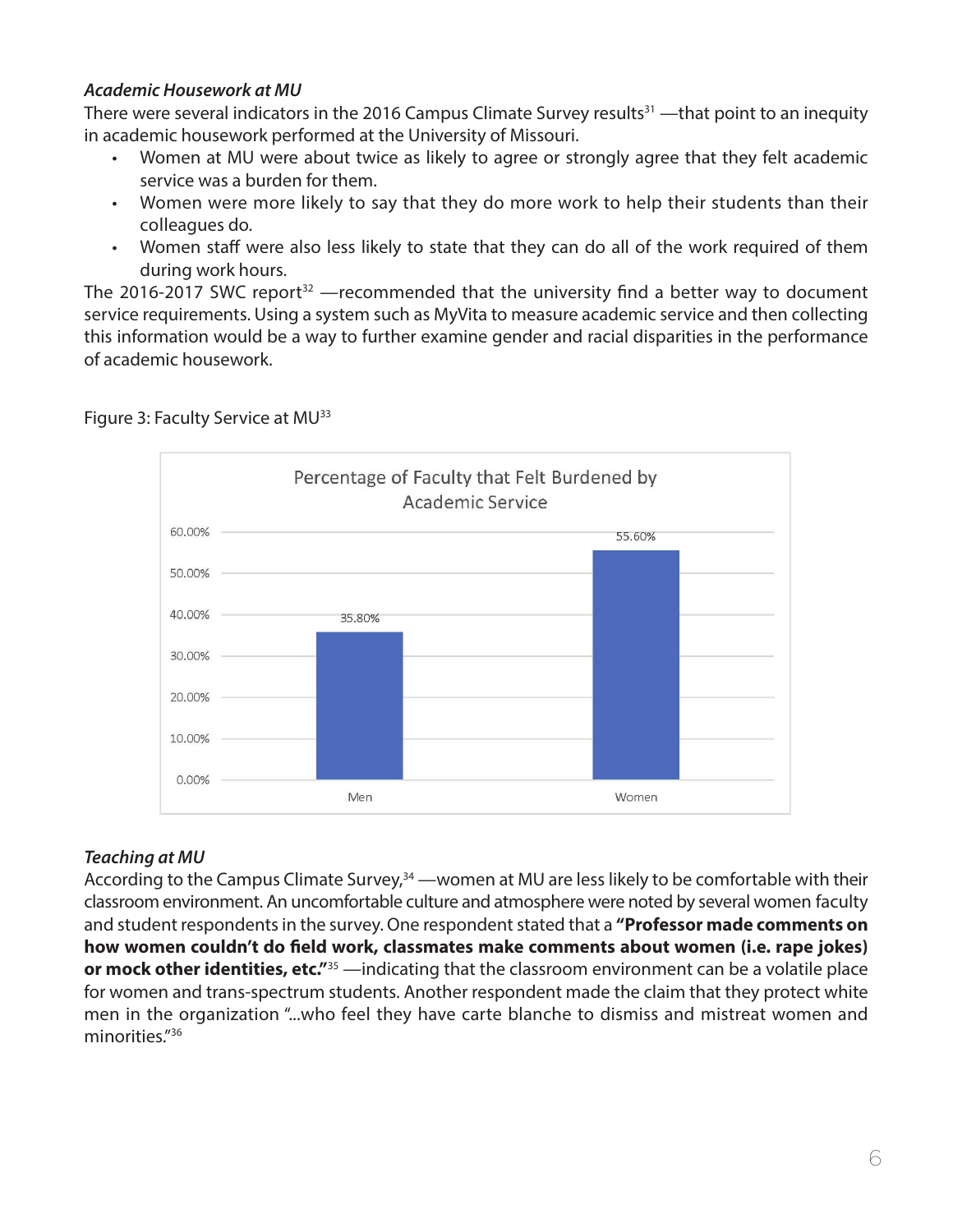### *Academic Housework at MU*

There were several indicators in the 2016 Campus Climate Survey results[31] —that point to an inequity in academic housework performed at the University of Missouri.

- Women at MU were about twice as likely to agree or strongly agree that they felt academic service was a burden for them.
- Women were more likely to say that they do more work to help their students than their colleagues do.
- Women staff were also less likely to state that they can do all of the work required of them during work hours.

The 2016-2017 SWC report[32] —recommended that the university find a better way to document service requirements. Using a system such as MyVita to measure academic service and then collecting this information would be a way to further examine gender and racial disparities in the performance of academic housework.

Figure 3: Faculty Service at MU[33]

Percentage of Faculty that Felt Burdened by Academic Service

| | Percentage |
|---|---|
| Men | 35.80% |
| Women | 55.60% |

### *Teaching at MU*

According to the Campus Climate Survey,[34] —women at MU are less likely to be comfortable with their classroom environment. An uncomfortable culture and atmosphere were noted by several women faculty and student respondents in the survey. One respondent stated that a **"Professor made comments on how women couldn't do field work, classmates make comments about women (i.e. rape jokes) or mock other identities, etc."**[35] —indicating that the classroom environment can be a volatile place for women and trans-spectrum students. Another respondent made the claim that they protect white men in the organization "...who feel they have carte blanche to dismiss and mistreat women and minorities."[36]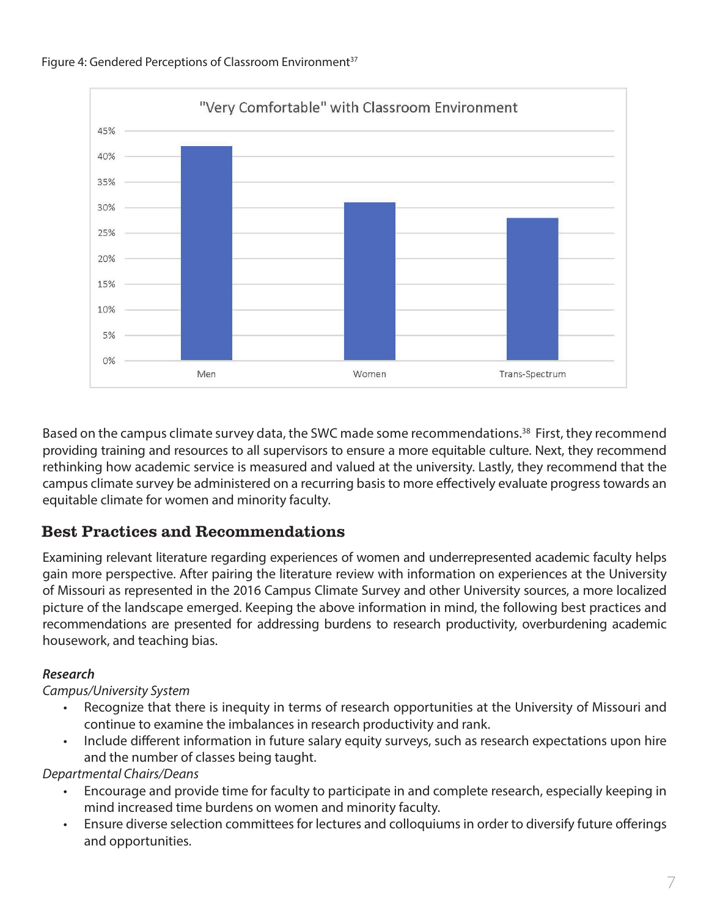Figure 4: Gendered Perceptions of Classroom Environment[37]

Based on the campus climate survey data, the SWC made some recommendations.[38] First, they recommend providing training and resources to all supervisors to ensure a more equitable culture. Next, they recommend rethinking how academic service is measured and valued at the university. Lastly, they recommend that the campus climate survey be administered on a recurring basis to more effectively evaluate progress towards an equitable climate for women and minority faculty.

## Best Practices and Recommendations

Examining relevant literature regarding experiences of women and underrepresented academic faculty helps gain more perspective. After pairing the literature review with information on experiences at the University of Missouri as represented in the 2016 Campus Climate Survey and other University sources, a more localized picture of the landscape emerged. Keeping the above information in mind, the following best practices and recommendations are presented for addressing burdens to research productivity, overburdening academic housework, and teaching bias.

***Research***

*Campus/University System*

- Recognize that there is inequity in terms of research opportunities at the University of Missouri and continue to examine the imbalances in research productivity and rank.
- Include different information in future salary equity surveys, such as research expectations upon hire and the number of classes being taught.

*Departmental Chairs/Deans*

- Encourage and provide time for faculty to participate in and complete research, especially keeping in mind increased time burdens on women and minority faculty.
- Ensure diverse selection committees for lectures and colloquiums in order to diversify future offerings and opportunities.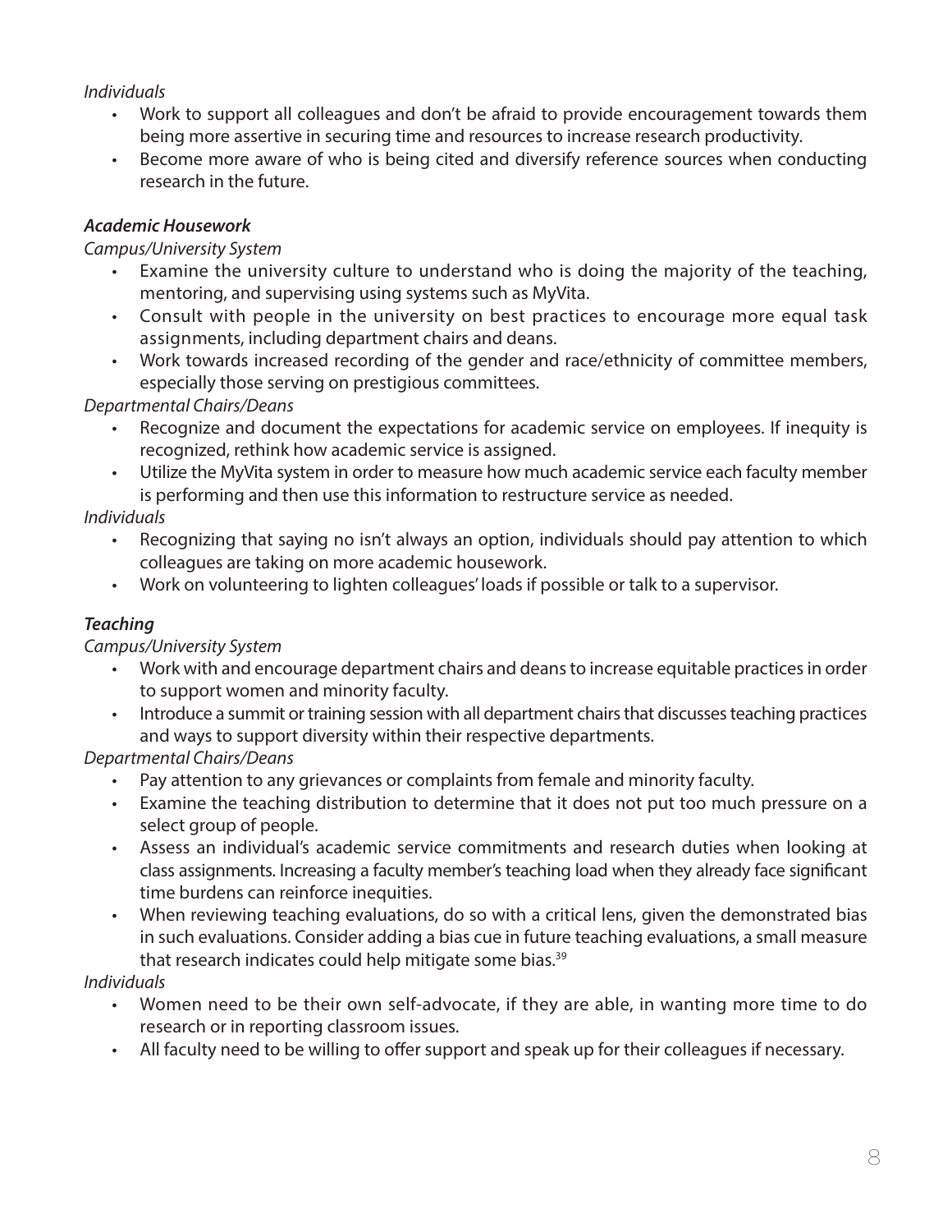*Individuals*

- Work to support all colleagues and don't be afraid to provide encouragement towards them being more assertive in securing time and resources to increase research productivity.
- Become more aware of who is being cited and diversify reference sources when conducting research in the future.

***Academic Housework***

*Campus/University System*

- Examine the university culture to understand who is doing the majority of the teaching, mentoring, and supervising using systems such as MyVita.
- Consult with people in the university on best practices to encourage more equal task assignments, including department chairs and deans.
- Work towards increased recording of the gender and race/ethnicity of committee members, especially those serving on prestigious committees.

*Departmental Chairs/Deans*

- Recognize and document the expectations for academic service on employees. If inequity is recognized, rethink how academic service is assigned.
- Utilize the MyVita system in order to measure how much academic service each faculty member is performing and then use this information to restructure service as needed.

*Individuals*

- Recognizing that saying no isn't always an option, individuals should pay attention to which colleagues are taking on more academic housework.
- Work on volunteering to lighten colleagues' loads if possible or talk to a supervisor.

***Teaching***

*Campus/University System*

- Work with and encourage department chairs and deans to increase equitable practices in order to support women and minority faculty.
- Introduce a summit or training session with all department chairs that discusses teaching practices and ways to support diversity within their respective departments.

*Departmental Chairs/Deans*

- Pay attention to any grievances or complaints from female and minority faculty.
- Examine the teaching distribution to determine that it does not put too much pressure on a select group of people.
- Assess an individual's academic service commitments and research duties when looking at class assignments. Increasing a faculty member's teaching load when they already face significant time burdens can reinforce inequities.
- When reviewing teaching evaluations, do so with a critical lens, given the demonstrated bias in such evaluations. Consider adding a bias cue in future teaching evaluations, a small measure that research indicates could help mitigate some bias.[39]

*Individuals*

- Women need to be their own self-advocate, if they are able, in wanting more time to do research or in reporting classroom issues.
- All faculty need to be willing to offer support and speak up for their colleagues if necessary.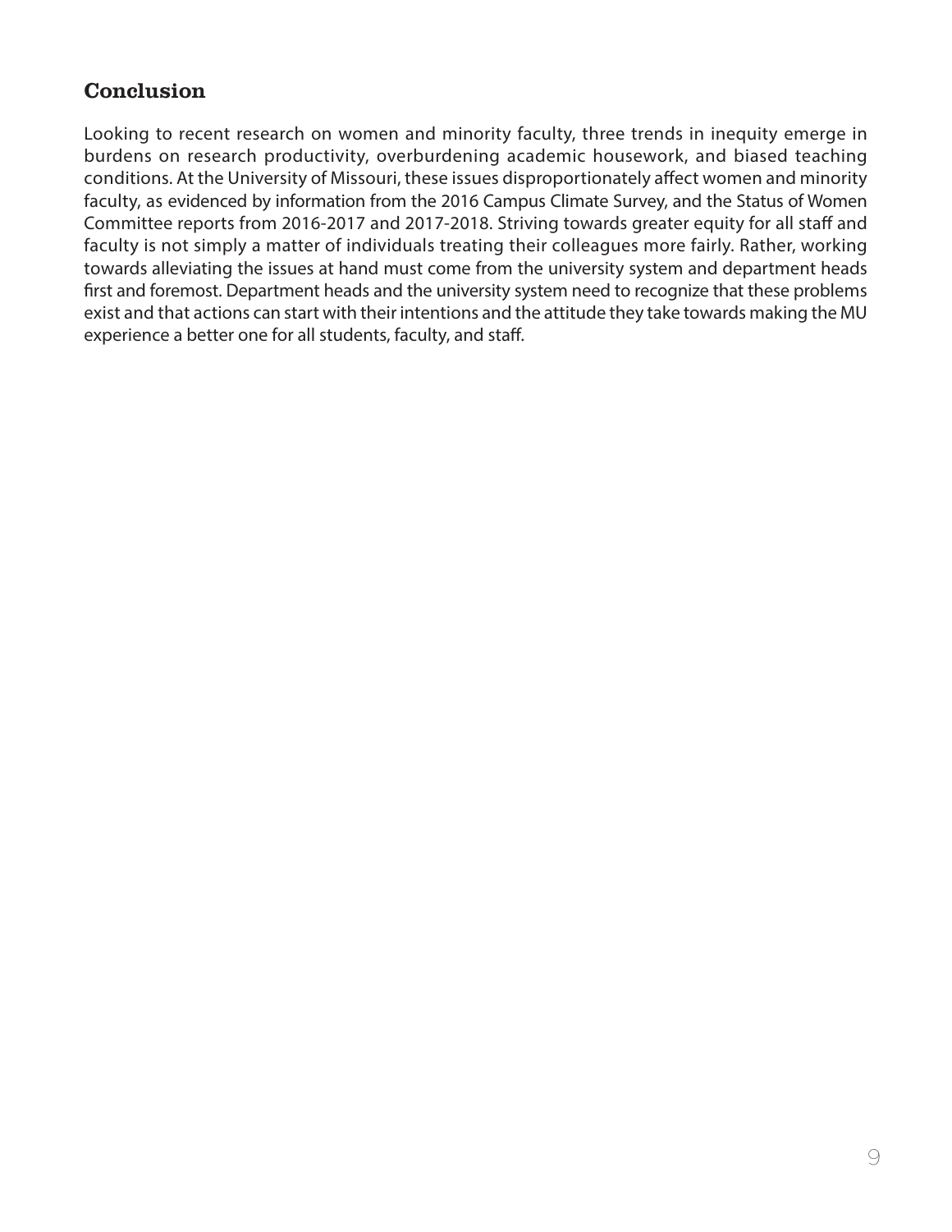## Conclusion

Looking to recent research on women and minority faculty, three trends in inequity emerge in burdens on research productivity, overburdening academic housework, and biased teaching conditions. At the University of Missouri, these issues disproportionately affect women and minority faculty, as evidenced by information from the 2016 Campus Climate Survey, and the Status of Women Committee reports from 2016-2017 and 2017-2018. Striving towards greater equity for all staff and faculty is not simply a matter of individuals treating their colleagues more fairly. Rather, working towards alleviating the issues at hand must come from the university system and department heads first and foremost. Department heads and the university system need to recognize that these problems exist and that actions can start with their intentions and the attitude they take towards making the MU experience a better one for all students, faculty, and staff.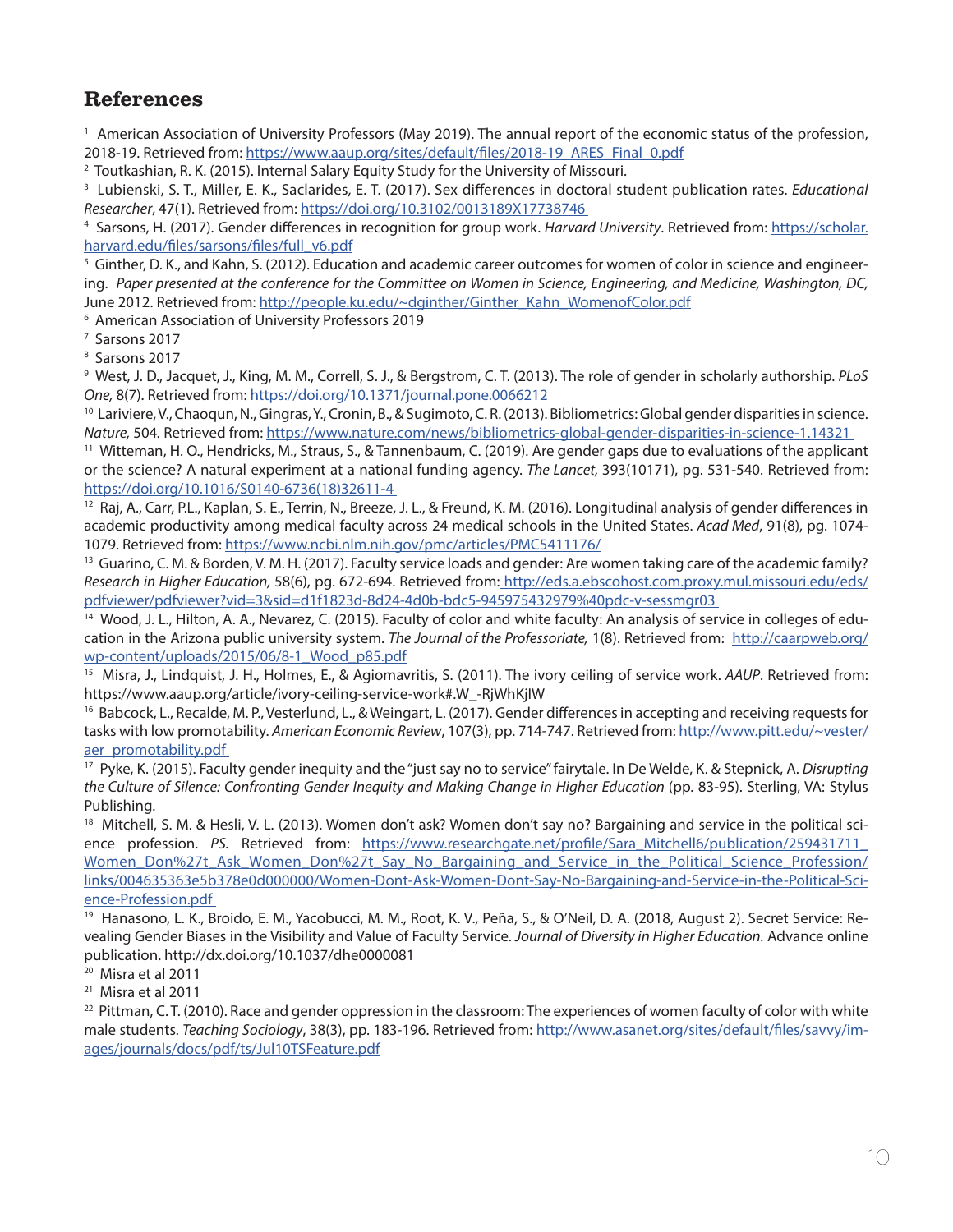## References

[1] American Association of University Professors (May 2019). The annual report of the economic status of the profession, 2018-19. Retrieved from: https://www.aaup.org/sites/default/files/2018-19_ARES_Final_0.pdf

[2] Toutkashian, R. K. (2015). Internal Salary Equity Study for the University of Missouri.

[3] Lubienski, S. T., Miller, E. K., Saclarides, E. T. (2017). Sex differences in doctoral student publication rates. *Educational Researcher*, 47(1). Retrieved from: https://doi.org/10.3102/0013189X17738746

[4] Sarsons, H. (2017). Gender differences in recognition for group work. *Harvard University*. Retrieved from: https://scholar.harvard.edu/files/sarsons/files/full_v6.pdf

[5] Ginther, D. K., and Kahn, S. (2012). Education and academic career outcomes for women of color in science and engineering. *Paper presented at the conference for the Committee on Women in Science, Engineering, and Medicine, Washington, DC,* June 2012. Retrieved from: http://people.ku.edu/~dginther/Ginther_Kahn_WomenofColor.pdf

[6] American Association of University Professors 2019

[7] Sarsons 2017

[8] Sarsons 2017

[9] West, J. D., Jacquet, J., King, M. M., Correll, S. J., & Bergstrom, C. T. (2013). The role of gender in scholarly authorship. *PLoS One,* 8(7). Retrieved from: https://doi.org/10.1371/journal.pone.0066212

[10] Lariviere, V., Chaoqun, N., Gingras, Y., Cronin, B., & Sugimoto, C. R. (2013). Bibliometrics: Global gender disparities in science. *Nature,* 504. Retrieved from: https://www.nature.com/news/bibliometrics-global-gender-disparities-in-science-1.14321

[11] Witteman, H. O., Hendricks, M., Straus, S., & Tannenbaum, C. (2019). Are gender gaps due to evaluations of the applicant or the science? A natural experiment at a national funding agency. *The Lancet,* 393(10171), pg. 531-540. Retrieved from: https://doi.org/10.1016/S0140-6736(18)32611-4

[12] Raj, A., Carr, P.L., Kaplan, S. E., Terrin, N., Breeze, J. L., & Freund, K. M. (2016). Longitudinal analysis of gender differences in academic productivity among medical faculty across 24 medical schools in the United States. *Acad Med*, 91(8), pg. 1074-1079. Retrieved from: https://www.ncbi.nlm.nih.gov/pmc/articles/PMC5411176/

[13] Guarino, C. M. & Borden, V. M. H. (2017). Faculty service loads and gender: Are women taking care of the academic family? *Research in Higher Education,* 58(6), pg. 672-694. Retrieved from: http://eds.a.ebscohost.com.proxy.mul.missouri.edu/eds/pdfviewer/pdfviewer?vid=3&sid=d1f1823d-8d24-4d0b-bdc5-945975432979%40pdc-v-sessmgr03

[14] Wood, J. L., Hilton, A. A., Nevarez, C. (2015). Faculty of color and white faculty: An analysis of service in colleges of education in the Arizona public university system. *The Journal of the Professoriate,* 1(8). Retrieved from: http://caarpweb.org/wp-content/uploads/2015/06/8-1_Wood_p85.pdf

[15] Misra, J., Lindquist, J. H., Holmes, E., & Agiomavritis, S. (2011). The ivory ceiling of service work. *AAUP*. Retrieved from: https://www.aaup.org/article/ivory-ceiling-service-work#.W_-RjWhKjIW

[16] Babcock, L., Recalde, M. P., Vesterlund, L., & Weingart, L. (2017). Gender differences in accepting and receiving requests for tasks with low promotability. *American Economic Review*, 107(3), pp. 714-747. Retrieved from: http://www.pitt.edu/~vester/aer_promotability.pdf

[17] Pyke, K. (2015). Faculty gender inequity and the "just say no to service" fairytale. In De Welde, K. & Stepnick, A. *Disrupting the Culture of Silence: Confronting Gender Inequity and Making Change in Higher Education* (pp. 83-95). Sterling, VA: Stylus Publishing.

[18] Mitchell, S. M. & Hesli, V. L. (2013). Women don't ask? Women don't say no? Bargaining and service in the political science profession. *PS.* Retrieved from: https://www.researchgate.net/profile/Sara_Mitchell6/publication/259431711_Women_Don%27t_Ask_Women_Don%27t_Say_No_Bargaining_and_Service_in_the_Political_Science_Profession/links/004635363e5b378e0d000000/Women-Dont-Ask-Women-Dont-Say-No-Bargaining-and-Service-in-the-Political-Science-Profession.pdf

[19] Hanasono, L. K., Broido, E. M., Yacobucci, M. M., Root, K. V., Peña, S., & O'Neil, D. A. (2018, August 2). Secret Service: Revealing Gender Biases in the Visibility and Value of Faculty Service. *Journal of Diversity in Higher Education.* Advance online publication. http://dx.doi.org/10.1037/dhe0000081

[20] Misra et al 2011

[21] Misra et al 2011

[22] Pittman, C. T. (2010). Race and gender oppression in the classroom: The experiences of women faculty of color with white male students. *Teaching Sociology*, 38(3), pp. 183-196. Retrieved from: http://www.asanet.org/sites/default/files/savvy/images/journals/docs/pdf/ts/Jul10TSFeature.pdf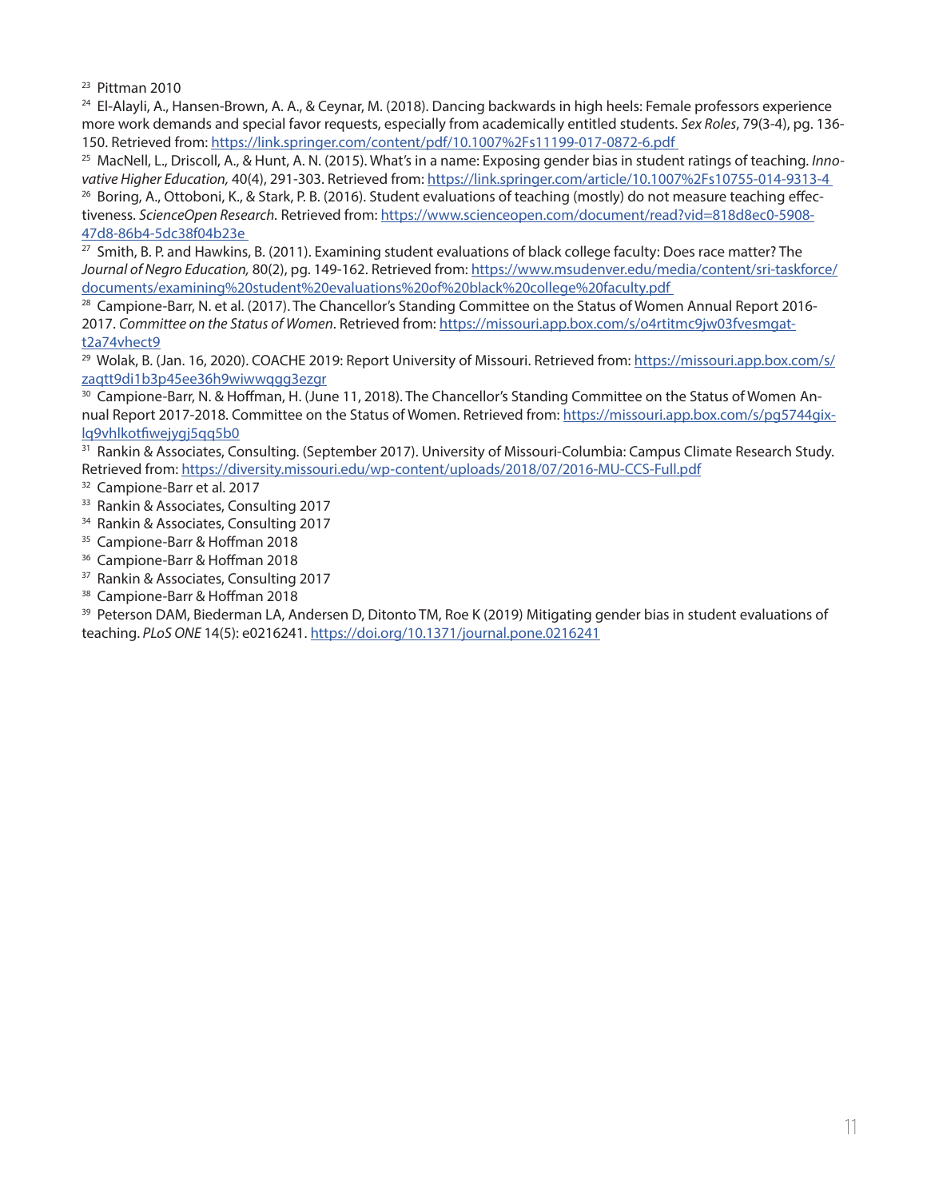[23] Pittman 2010

[24] El-Alayli, A., Hansen-Brown, A. A., & Ceynar, M. (2018). Dancing backwards in high heels: Female professors experience more work demands and special favor requests, especially from academically entitled students. *Sex Roles*, 79(3-4), pg. 136-150. Retrieved from: https://link.springer.com/content/pdf/10.1007%2Fs11199-017-0872-6.pdf

[25] MacNell, L., Driscoll, A., & Hunt, A. N. (2015). What's in a name: Exposing gender bias in student ratings of teaching. *Innovative Higher Education,* 40(4), 291-303. Retrieved from: https://link.springer.com/article/10.1007%2Fs10755-014-9313-4

[26] Boring, A., Ottoboni, K., & Stark, P. B. (2016). Student evaluations of teaching (mostly) do not measure teaching effectiveness. *ScienceOpen Research.* Retrieved from: https://www.scienceopen.com/document/read?vid=818d8ec0-5908-47d8-86b4-5dc38f04b23e

[27] Smith, B. P. and Hawkins, B. (2011). Examining student evaluations of black college faculty: Does race matter? The *Journal of Negro Education,* 80(2), pg. 149-162. Retrieved from: https://www.msudenver.edu/media/content/sri-taskforce/documents/examining%20student%20evaluations%20of%20black%20college%20faculty.pdf

[28] Campione-Barr, N. et al. (2017). The Chancellor's Standing Committee on the Status of Women Annual Report 2016-2017. *Committee on the Status of Women*. Retrieved from: https://missouri.app.box.com/s/o4rtitmc9jw03fvesmgat-t2a74vhect9

[29] Wolak, B. (Jan. 16, 2020). COACHE 2019: Report University of Missouri. Retrieved from: https://missouri.app.box.com/s/zaqtt9di1b3p45ee36h9wiwwqgg3ezgr

[30] Campione-Barr, N. & Hoffman, H. (June 11, 2018). The Chancellor's Standing Committee on the Status of Women Annual Report 2017-2018. Committee on the Status of Women. Retrieved from: https://missouri.app.box.com/s/pg5744gix-lq9vhlkotfiwejygj5qq5b0

[31] Rankin & Associates, Consulting. (September 2017). University of Missouri-Columbia: Campus Climate Research Study. Retrieved from: https://diversity.missouri.edu/wp-content/uploads/2018/07/2016-MU-CCS-Full.pdf

[32] Campione-Barr et al. 2017

[33] Rankin & Associates, Consulting 2017

[34] Rankin & Associates, Consulting 2017

[35] Campione-Barr & Hoffman 2018

[36] Campione-Barr & Hoffman 2018

[37] Rankin & Associates, Consulting 2017

[38] Campione-Barr & Hoffman 2018

[39] Peterson DAM, Biederman LA, Andersen D, Ditonto TM, Roe K (2019) Mitigating gender bias in student evaluations of teaching. *PLoS ONE* 14(5): e0216241. https://doi.org/10.1371/journal.pone.0216241